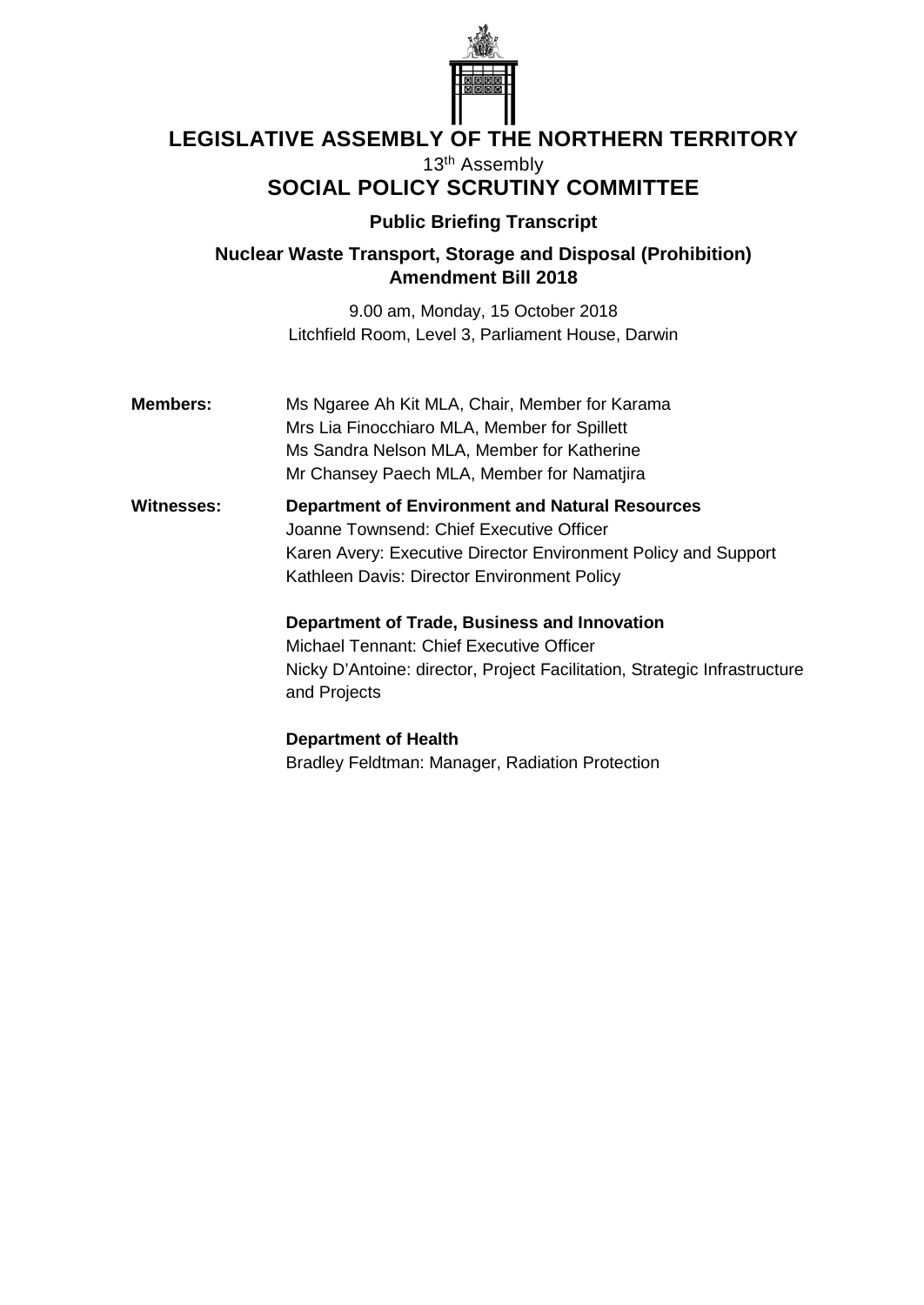# LEGISLATIVE ASSEMBLY OF THE NORTHERN TERRITORY

13th Assembly

## SOCIAL POLICY SCRUTINY COMMITTEE

### Public Briefing Transcript

### Nuclear Waste Transport, Storage and Disposal (Prohibition) Amendment Bill 2018

9.00 am, Monday, 15 October 2018

Litchfield Room, Level 3, Parliament House, Darwin

**Members:**

Ms Ngaree Ah Kit MLA, Chair, Member for Karama
Mrs Lia Finocchiaro MLA, Member for Spillett
Ms Sandra Nelson MLA, Member for Katherine
Mr Chansey Paech MLA, Member for Namatjira

**Witnesses:**

**Department of Environment and Natural Resources**
Joanne Townsend: Chief Executive Officer
Karen Avery: Executive Director Environment Policy and Support
Kathleen Davis: Director Environment Policy

**Department of Trade, Business and Innovation**
Michael Tennant: Chief Executive Officer
Nicky D'Antoine: director, Project Facilitation, Strategic Infrastructure and Projects

**Department of Health**
Bradley Feldtman: Manager, Radiation Protection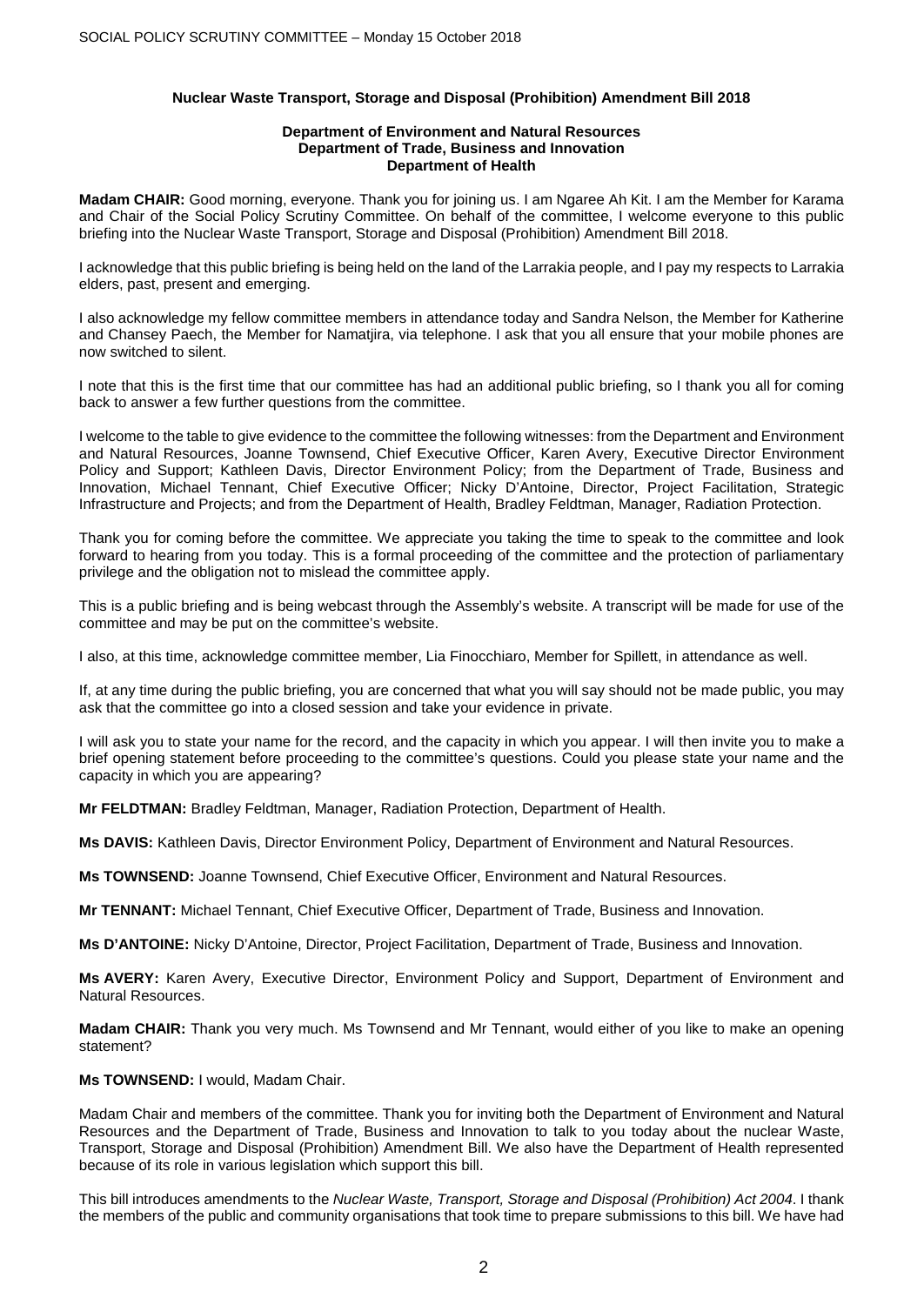**Nuclear Waste Transport, Storage and Disposal (Prohibition) Amendment Bill 2018**

**Department of Environment and Natural Resources**
**Department of Trade, Business and Innovation**
**Department of Health**

**Madam CHAIR:** Good morning, everyone. Thank you for joining us. I am Ngaree Ah Kit. I am the Member for Karama and Chair of the Social Policy Scrutiny Committee. On behalf of the committee, I welcome everyone to this public briefing into the Nuclear Waste Transport, Storage and Disposal (Prohibition) Amendment Bill 2018.

I acknowledge that this public briefing is being held on the land of the Larrakia people, and I pay my respects to Larrakia elders, past, present and emerging.

I also acknowledge my fellow committee members in attendance today and Sandra Nelson, the Member for Katherine and Chansey Paech, the Member for Namatjira, via telephone. I ask that you all ensure that your mobile phones are now switched to silent.

I note that this is the first time that our committee has had an additional public briefing, so I thank you all for coming back to answer a few further questions from the committee.

I welcome to the table to give evidence to the committee the following witnesses: from the Department and Environment and Natural Resources, Joanne Townsend, Chief Executive Officer, Karen Avery, Executive Director Environment Policy and Support; Kathleen Davis, Director Environment Policy; from the Department of Trade, Business and Innovation, Michael Tennant, Chief Executive Officer; Nicky D'Antoine, Director, Project Facilitation, Strategic Infrastructure and Projects; and from the Department of Health, Bradley Feldtman, Manager, Radiation Protection.

Thank you for coming before the committee. We appreciate you taking the time to speak to the committee and look forward to hearing from you today. This is a formal proceeding of the committee and the protection of parliamentary privilege and the obligation not to mislead the committee apply.

This is a public briefing and is being webcast through the Assembly's website. A transcript will be made for use of the committee and may be put on the committee's website.

I also, at this time, acknowledge committee member, Lia Finocchiaro, Member for Spillett, in attendance as well.

If, at any time during the public briefing, you are concerned that what you will say should not be made public, you may ask that the committee go into a closed session and take your evidence in private.

I will ask you to state your name for the record, and the capacity in which you appear. I will then invite you to make a brief opening statement before proceeding to the committee's questions. Could you please state your name and the capacity in which you are appearing?

**Mr FELDTMAN:** Bradley Feldtman, Manager, Radiation Protection, Department of Health.

**Ms DAVIS:** Kathleen Davis, Director Environment Policy, Department of Environment and Natural Resources.

**Ms TOWNSEND:** Joanne Townsend, Chief Executive Officer, Environment and Natural Resources.

**Mr TENNANT:** Michael Tennant, Chief Executive Officer, Department of Trade, Business and Innovation.

**Ms D'ANTOINE:** Nicky D'Antoine, Director, Project Facilitation, Department of Trade, Business and Innovation.

**Ms AVERY:** Karen Avery, Executive Director, Environment Policy and Support, Department of Environment and Natural Resources.

**Madam CHAIR:** Thank you very much. Ms Townsend and Mr Tennant, would either of you like to make an opening statement?

**Ms TOWNSEND:** I would, Madam Chair.

Madam Chair and members of the committee. Thank you for inviting both the Department of Environment and Natural Resources and the Department of Trade, Business and Innovation to talk to you today about the nuclear Waste, Transport, Storage and Disposal (Prohibition) Amendment Bill. We also have the Department of Health represented because of its role in various legislation which support this bill.

This bill introduces amendments to the *Nuclear Waste, Transport, Storage and Disposal (Prohibition) Act 2004*. I thank the members of the public and community organisations that took time to prepare submissions to this bill. We have had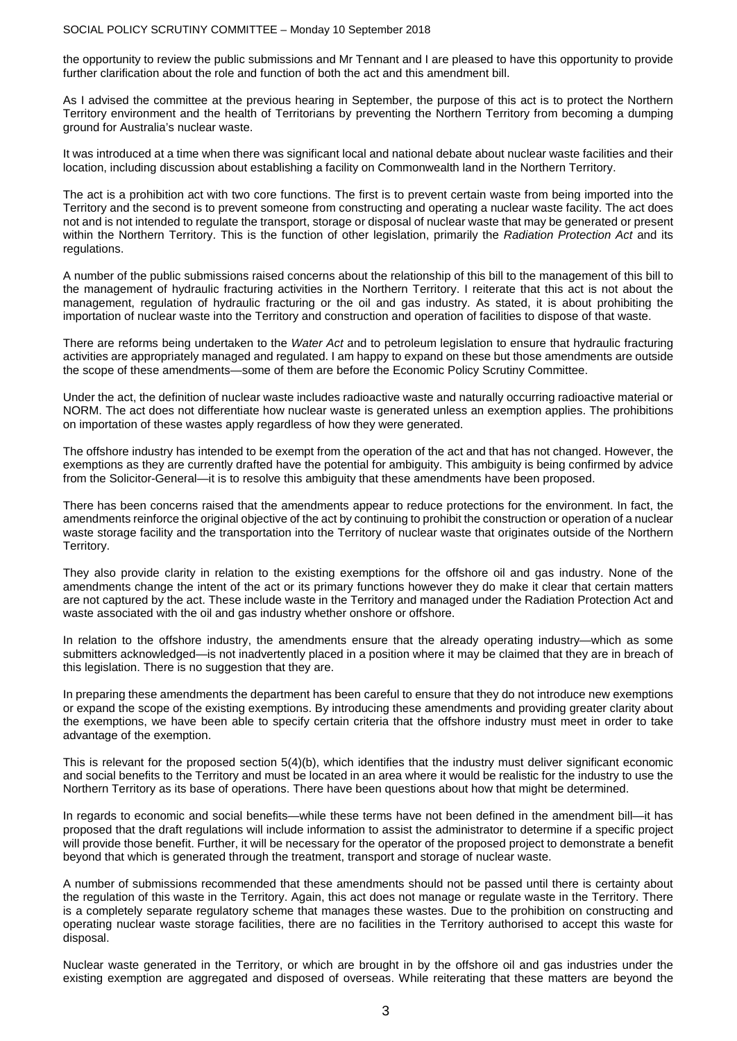the opportunity to review the public submissions and Mr Tennant and I are pleased to have this opportunity to provide further clarification about the role and function of both the act and this amendment bill.

As I advised the committee at the previous hearing in September, the purpose of this act is to protect the Northern Territory environment and the health of Territorians by preventing the Northern Territory from becoming a dumping ground for Australia's nuclear waste.

It was introduced at a time when there was significant local and national debate about nuclear waste facilities and their location, including discussion about establishing a facility on Commonwealth land in the Northern Territory.

The act is a prohibition act with two core functions. The first is to prevent certain waste from being imported into the Territory and the second is to prevent someone from constructing and operating a nuclear waste facility. The act does not and is not intended to regulate the transport, storage or disposal of nuclear waste that may be generated or present within the Northern Territory. This is the function of other legislation, primarily the *Radiation Protection Act* and its regulations.

A number of the public submissions raised concerns about the relationship of this bill to the management of this bill to the management of hydraulic fracturing activities in the Northern Territory. I reiterate that this act is not about the management, regulation of hydraulic fracturing or the oil and gas industry. As stated, it is about prohibiting the importation of nuclear waste into the Territory and construction and operation of facilities to dispose of that waste.

There are reforms being undertaken to the *Water Act* and to petroleum legislation to ensure that hydraulic fracturing activities are appropriately managed and regulated. I am happy to expand on these but those amendments are outside the scope of these amendments—some of them are before the Economic Policy Scrutiny Committee.

Under the act, the definition of nuclear waste includes radioactive waste and naturally occurring radioactive material or NORM. The act does not differentiate how nuclear waste is generated unless an exemption applies. The prohibitions on importation of these wastes apply regardless of how they were generated.

The offshore industry has intended to be exempt from the operation of the act and that has not changed. However, the exemptions as they are currently drafted have the potential for ambiguity. This ambiguity is being confirmed by advice from the Solicitor-General—it is to resolve this ambiguity that these amendments have been proposed.

There has been concerns raised that the amendments appear to reduce protections for the environment. In fact, the amendments reinforce the original objective of the act by continuing to prohibit the construction or operation of a nuclear waste storage facility and the transportation into the Territory of nuclear waste that originates outside of the Northern Territory.

They also provide clarity in relation to the existing exemptions for the offshore oil and gas industry. None of the amendments change the intent of the act or its primary functions however they do make it clear that certain matters are not captured by the act. These include waste in the Territory and managed under the Radiation Protection Act and waste associated with the oil and gas industry whether onshore or offshore.

In relation to the offshore industry, the amendments ensure that the already operating industry—which as some submitters acknowledged—is not inadvertently placed in a position where it may be claimed that they are in breach of this legislation. There is no suggestion that they are.

In preparing these amendments the department has been careful to ensure that they do not introduce new exemptions or expand the scope of the existing exemptions. By introducing these amendments and providing greater clarity about the exemptions, we have been able to specify certain criteria that the offshore industry must meet in order to take advantage of the exemption.

This is relevant for the proposed section 5(4)(b), which identifies that the industry must deliver significant economic and social benefits to the Territory and must be located in an area where it would be realistic for the industry to use the Northern Territory as its base of operations. There have been questions about how that might be determined.

In regards to economic and social benefits—while these terms have not been defined in the amendment bill—it has proposed that the draft regulations will include information to assist the administrator to determine if a specific project will provide those benefit. Further, it will be necessary for the operator of the proposed project to demonstrate a benefit beyond that which is generated through the treatment, transport and storage of nuclear waste.

A number of submissions recommended that these amendments should not be passed until there is certainty about the regulation of this waste in the Territory. Again, this act does not manage or regulate waste in the Territory. There is a completely separate regulatory scheme that manages these wastes. Due to the prohibition on constructing and operating nuclear waste storage facilities, there are no facilities in the Territory authorised to accept this waste for disposal.

Nuclear waste generated in the Territory, or which are brought in by the offshore oil and gas industries under the existing exemption are aggregated and disposed of overseas. While reiterating that these matters are beyond the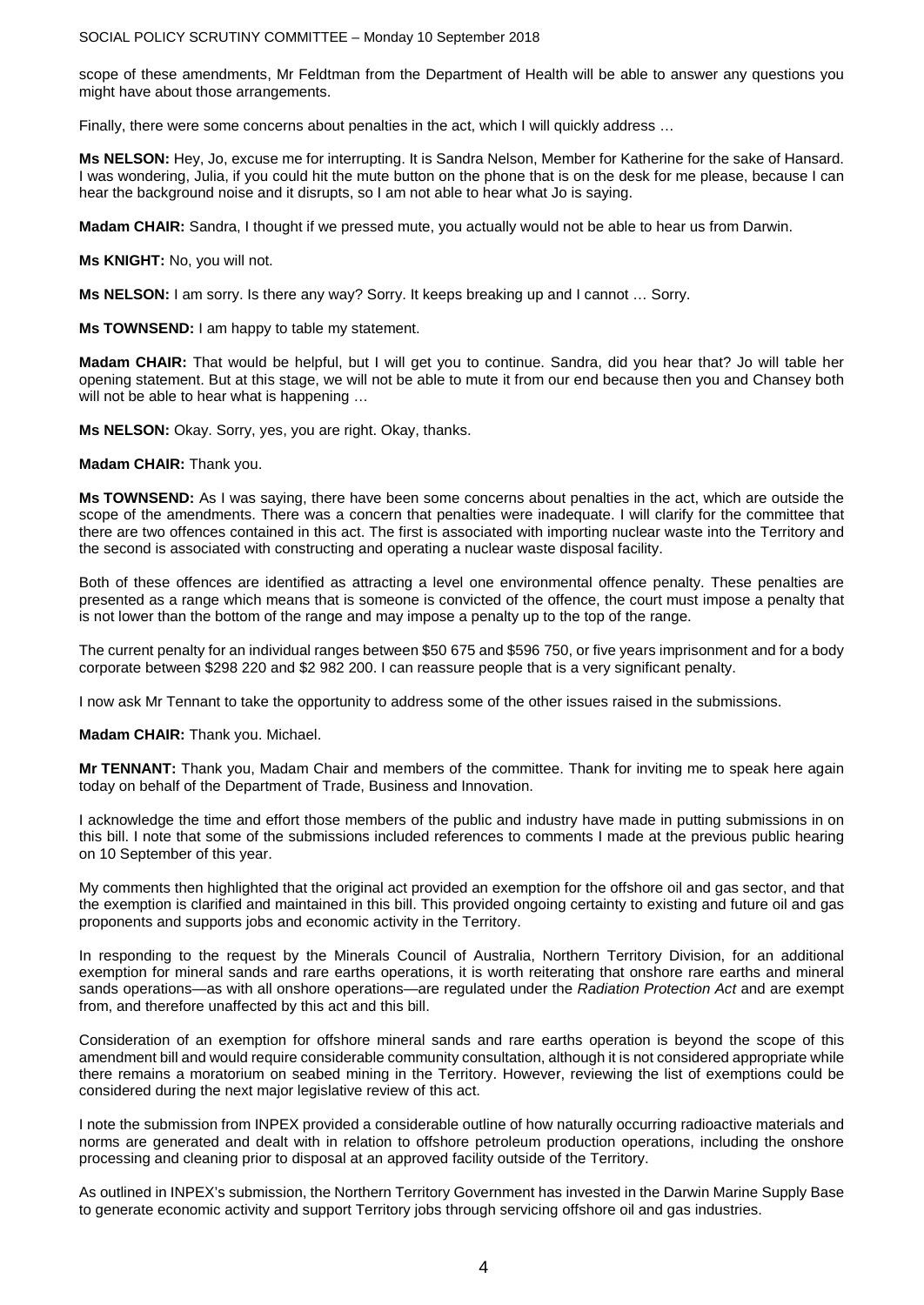scope of these amendments, Mr Feldtman from the Department of Health will be able to answer any questions you might have about those arrangements.

Finally, there were some concerns about penalties in the act, which I will quickly address …

**Ms NELSON:** Hey, Jo, excuse me for interrupting. It is Sandra Nelson, Member for Katherine for the sake of Hansard. I was wondering, Julia, if you could hit the mute button on the phone that is on the desk for me please, because I can hear the background noise and it disrupts, so I am not able to hear what Jo is saying.

**Madam CHAIR:** Sandra, I thought if we pressed mute, you actually would not be able to hear us from Darwin.

**Ms KNIGHT:** No, you will not.

**Ms NELSON:** I am sorry. Is there any way? Sorry. It keeps breaking up and I cannot … Sorry.

**Ms TOWNSEND:** I am happy to table my statement.

**Madam CHAIR:** That would be helpful, but I will get you to continue. Sandra, did you hear that? Jo will table her opening statement. But at this stage, we will not be able to mute it from our end because then you and Chansey both will not be able to hear what is happening …

**Ms NELSON:** Okay. Sorry, yes, you are right. Okay, thanks.

**Madam CHAIR:** Thank you.

**Ms TOWNSEND:** As I was saying, there have been some concerns about penalties in the act, which are outside the scope of the amendments. There was a concern that penalties were inadequate. I will clarify for the committee that there are two offences contained in this act. The first is associated with importing nuclear waste into the Territory and the second is associated with constructing and operating a nuclear waste disposal facility.

Both of these offences are identified as attracting a level one environmental offence penalty. These penalties are presented as a range which means that is someone is convicted of the offence, the court must impose a penalty that is not lower than the bottom of the range and may impose a penalty up to the top of the range.

The current penalty for an individual ranges between \$50 675 and \$596 750, or five years imprisonment and for a body corporate between \$298 220 and \$2 982 200. I can reassure people that is a very significant penalty.

I now ask Mr Tennant to take the opportunity to address some of the other issues raised in the submissions.

**Madam CHAIR:** Thank you. Michael.

**Mr TENNANT:** Thank you, Madam Chair and members of the committee. Thank for inviting me to speak here again today on behalf of the Department of Trade, Business and Innovation.

I acknowledge the time and effort those members of the public and industry have made in putting submissions in on this bill. I note that some of the submissions included references to comments I made at the previous public hearing on 10 September of this year.

My comments then highlighted that the original act provided an exemption for the offshore oil and gas sector, and that the exemption is clarified and maintained in this bill. This provided ongoing certainty to existing and future oil and gas proponents and supports jobs and economic activity in the Territory.

In responding to the request by the Minerals Council of Australia, Northern Territory Division, for an additional exemption for mineral sands and rare earths operations, it is worth reiterating that onshore rare earths and mineral sands operations—as with all onshore operations—are regulated under the *Radiation Protection Act* and are exempt from, and therefore unaffected by this act and this bill.

Consideration of an exemption for offshore mineral sands and rare earths operation is beyond the scope of this amendment bill and would require considerable community consultation, although it is not considered appropriate while there remains a moratorium on seabed mining in the Territory. However, reviewing the list of exemptions could be considered during the next major legislative review of this act.

I note the submission from INPEX provided a considerable outline of how naturally occurring radioactive materials and norms are generated and dealt with in relation to offshore petroleum production operations, including the onshore processing and cleaning prior to disposal at an approved facility outside of the Territory.

As outlined in INPEX's submission, the Northern Territory Government has invested in the Darwin Marine Supply Base to generate economic activity and support Territory jobs through servicing offshore oil and gas industries.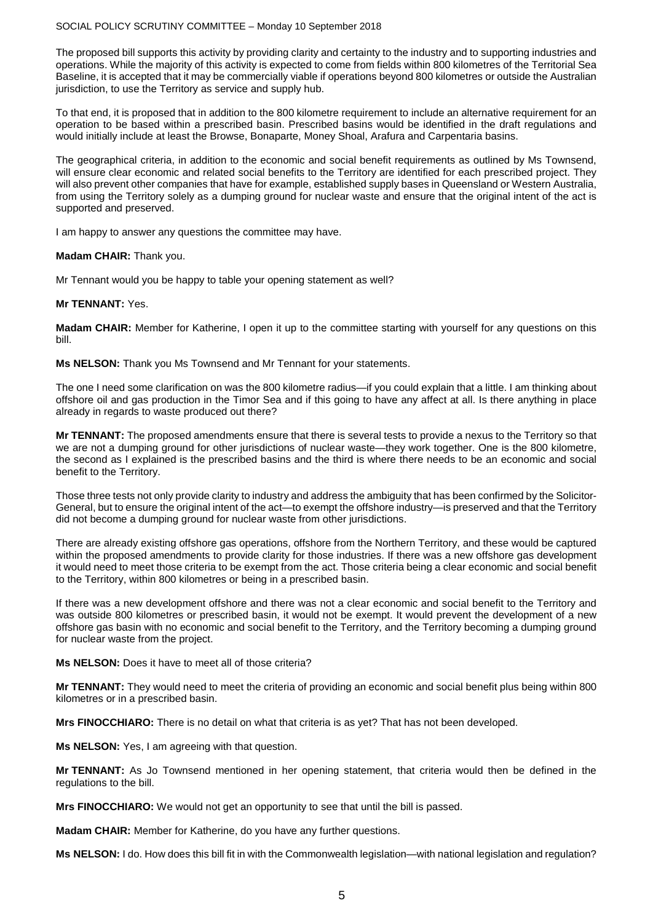The proposed bill supports this activity by providing clarity and certainty to the industry and to supporting industries and operations. While the majority of this activity is expected to come from fields within 800 kilometres of the Territorial Sea Baseline, it is accepted that it may be commercially viable if operations beyond 800 kilometres or outside the Australian jurisdiction, to use the Territory as service and supply hub.

To that end, it is proposed that in addition to the 800 kilometre requirement to include an alternative requirement for an operation to be based within a prescribed basin. Prescribed basins would be identified in the draft regulations and would initially include at least the Browse, Bonaparte, Money Shoal, Arafura and Carpentaria basins.

The geographical criteria, in addition to the economic and social benefit requirements as outlined by Ms Townsend, will ensure clear economic and related social benefits to the Territory are identified for each prescribed project. They will also prevent other companies that have for example, established supply bases in Queensland or Western Australia, from using the Territory solely as a dumping ground for nuclear waste and ensure that the original intent of the act is supported and preserved.

I am happy to answer any questions the committee may have.

**Madam CHAIR:** Thank you.

Mr Tennant would you be happy to table your opening statement as well?

**Mr TENNANT:** Yes.

**Madam CHAIR:** Member for Katherine, I open it up to the committee starting with yourself for any questions on this bill.

**Ms NELSON:** Thank you Ms Townsend and Mr Tennant for your statements.

The one I need some clarification on was the 800 kilometre radius—if you could explain that a little. I am thinking about offshore oil and gas production in the Timor Sea and if this going to have any affect at all. Is there anything in place already in regards to waste produced out there?

**Mr TENNANT:** The proposed amendments ensure that there is several tests to provide a nexus to the Territory so that we are not a dumping ground for other jurisdictions of nuclear waste—they work together. One is the 800 kilometre, the second as I explained is the prescribed basins and the third is where there needs to be an economic and social benefit to the Territory.

Those three tests not only provide clarity to industry and address the ambiguity that has been confirmed by the Solicitor-General, but to ensure the original intent of the act—to exempt the offshore industry—is preserved and that the Territory did not become a dumping ground for nuclear waste from other jurisdictions.

There are already existing offshore gas operations, offshore from the Northern Territory, and these would be captured within the proposed amendments to provide clarity for those industries. If there was a new offshore gas development it would need to meet those criteria to be exempt from the act. Those criteria being a clear economic and social benefit to the Territory, within 800 kilometres or being in a prescribed basin.

If there was a new development offshore and there was not a clear economic and social benefit to the Territory and was outside 800 kilometres or prescribed basin, it would not be exempt. It would prevent the development of a new offshore gas basin with no economic and social benefit to the Territory, and the Territory becoming a dumping ground for nuclear waste from the project.

**Ms NELSON:** Does it have to meet all of those criteria?

**Mr TENNANT:** They would need to meet the criteria of providing an economic and social benefit plus being within 800 kilometres or in a prescribed basin.

**Mrs FINOCCHIARO:** There is no detail on what that criteria is as yet? That has not been developed.

**Ms NELSON:** Yes, I am agreeing with that question.

**Mr TENNANT:** As Jo Townsend mentioned in her opening statement, that criteria would then be defined in the regulations to the bill.

**Mrs FINOCCHIARO:** We would not get an opportunity to see that until the bill is passed.

**Madam CHAIR:** Member for Katherine, do you have any further questions.

**Ms NELSON:** I do. How does this bill fit in with the Commonwealth legislation—with national legislation and regulation?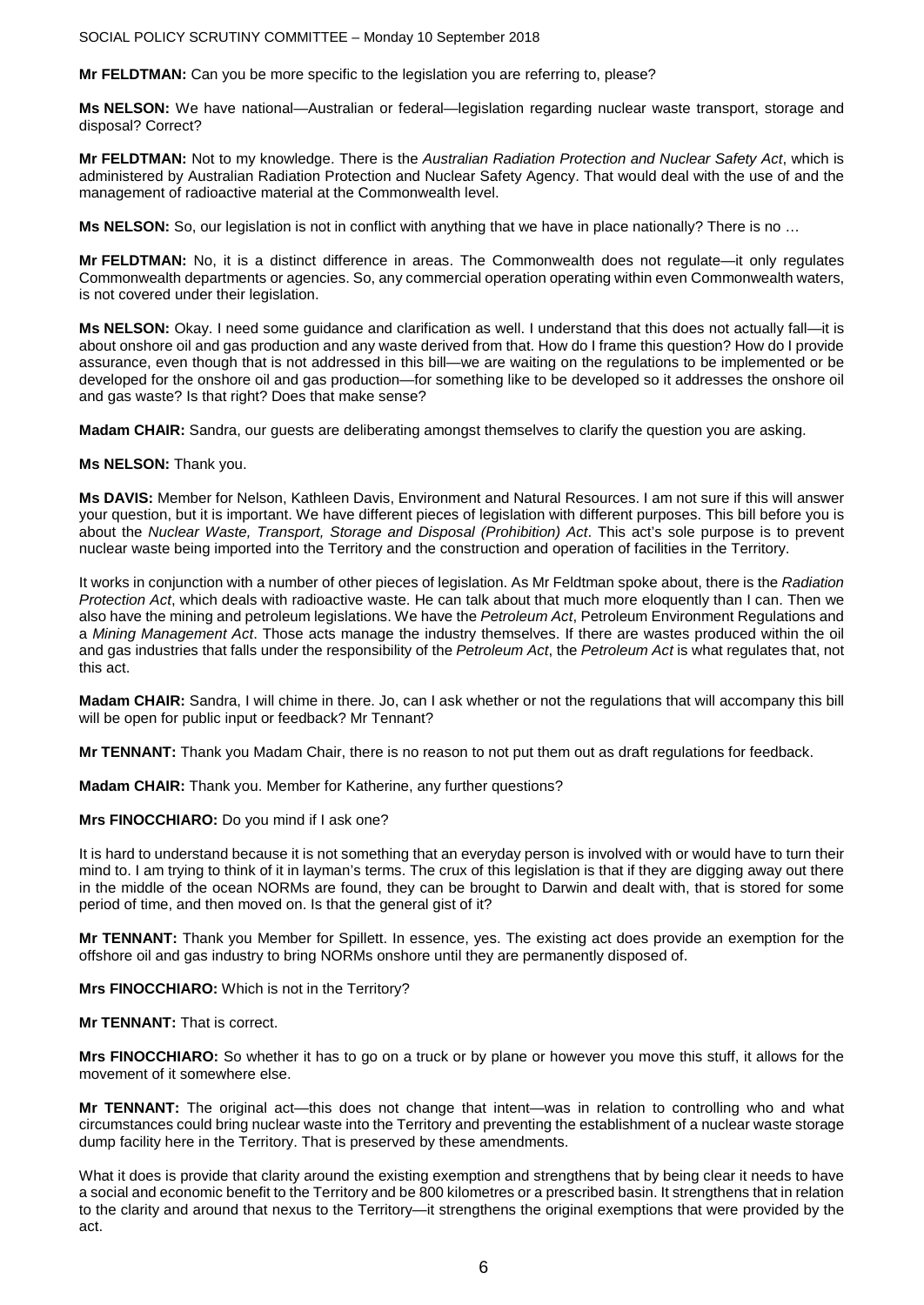**Mr FELDTMAN:** Can you be more specific to the legislation you are referring to, please?

**Ms NELSON:** We have national—Australian or federal—legislation regarding nuclear waste transport, storage and disposal? Correct?

**Mr FELDTMAN:** Not to my knowledge. There is the *Australian Radiation Protection and Nuclear Safety Act*, which is administered by Australian Radiation Protection and Nuclear Safety Agency. That would deal with the use of and the management of radioactive material at the Commonwealth level.

**Ms NELSON:** So, our legislation is not in conflict with anything that we have in place nationally? There is no …

**Mr FELDTMAN:** No, it is a distinct difference in areas. The Commonwealth does not regulate—it only regulates Commonwealth departments or agencies. So, any commercial operation operating within even Commonwealth waters, is not covered under their legislation.

**Ms NELSON:** Okay. I need some guidance and clarification as well. I understand that this does not actually fall—it is about onshore oil and gas production and any waste derived from that. How do I frame this question? How do I provide assurance, even though that is not addressed in this bill—we are waiting on the regulations to be implemented or be developed for the onshore oil and gas production—for something like to be developed so it addresses the onshore oil and gas waste? Is that right? Does that make sense?

**Madam CHAIR:** Sandra, our guests are deliberating amongst themselves to clarify the question you are asking.

**Ms NELSON:** Thank you.

**Ms DAVIS:** Member for Nelson, Kathleen Davis, Environment and Natural Resources. I am not sure if this will answer your question, but it is important. We have different pieces of legislation with different purposes. This bill before you is about the *Nuclear Waste, Transport, Storage and Disposal (Prohibition) Act*. This act's sole purpose is to prevent nuclear waste being imported into the Territory and the construction and operation of facilities in the Territory.

It works in conjunction with a number of other pieces of legislation. As Mr Feldtman spoke about, there is the *Radiation Protection Act*, which deals with radioactive waste. He can talk about that much more eloquently than I can. Then we also have the mining and petroleum legislations. We have the *Petroleum Act*, Petroleum Environment Regulations and a *Mining Management Act*. Those acts manage the industry themselves. If there are wastes produced within the oil and gas industries that falls under the responsibility of the *Petroleum Act*, the *Petroleum Act* is what regulates that, not this act.

**Madam CHAIR:** Sandra, I will chime in there. Jo, can I ask whether or not the regulations that will accompany this bill will be open for public input or feedback? Mr Tennant?

**Mr TENNANT:** Thank you Madam Chair, there is no reason to not put them out as draft regulations for feedback.

**Madam CHAIR:** Thank you. Member for Katherine, any further questions?

**Mrs FINOCCHIARO:** Do you mind if I ask one?

It is hard to understand because it is not something that an everyday person is involved with or would have to turn their mind to. I am trying to think of it in layman's terms. The crux of this legislation is that if they are digging away out there in the middle of the ocean NORMs are found, they can be brought to Darwin and dealt with, that is stored for some period of time, and then moved on. Is that the general gist of it?

**Mr TENNANT:** Thank you Member for Spillett. In essence, yes. The existing act does provide an exemption for the offshore oil and gas industry to bring NORMs onshore until they are permanently disposed of.

**Mrs FINOCCHIARO:** Which is not in the Territory?

**Mr TENNANT:** That is correct.

**Mrs FINOCCHIARO:** So whether it has to go on a truck or by plane or however you move this stuff, it allows for the movement of it somewhere else.

**Mr TENNANT:** The original act—this does not change that intent—was in relation to controlling who and what circumstances could bring nuclear waste into the Territory and preventing the establishment of a nuclear waste storage dump facility here in the Territory. That is preserved by these amendments.

What it does is provide that clarity around the existing exemption and strengthens that by being clear it needs to have a social and economic benefit to the Territory and be 800 kilometres or a prescribed basin. It strengthens that in relation to the clarity and around that nexus to the Territory—it strengthens the original exemptions that were provided by the act.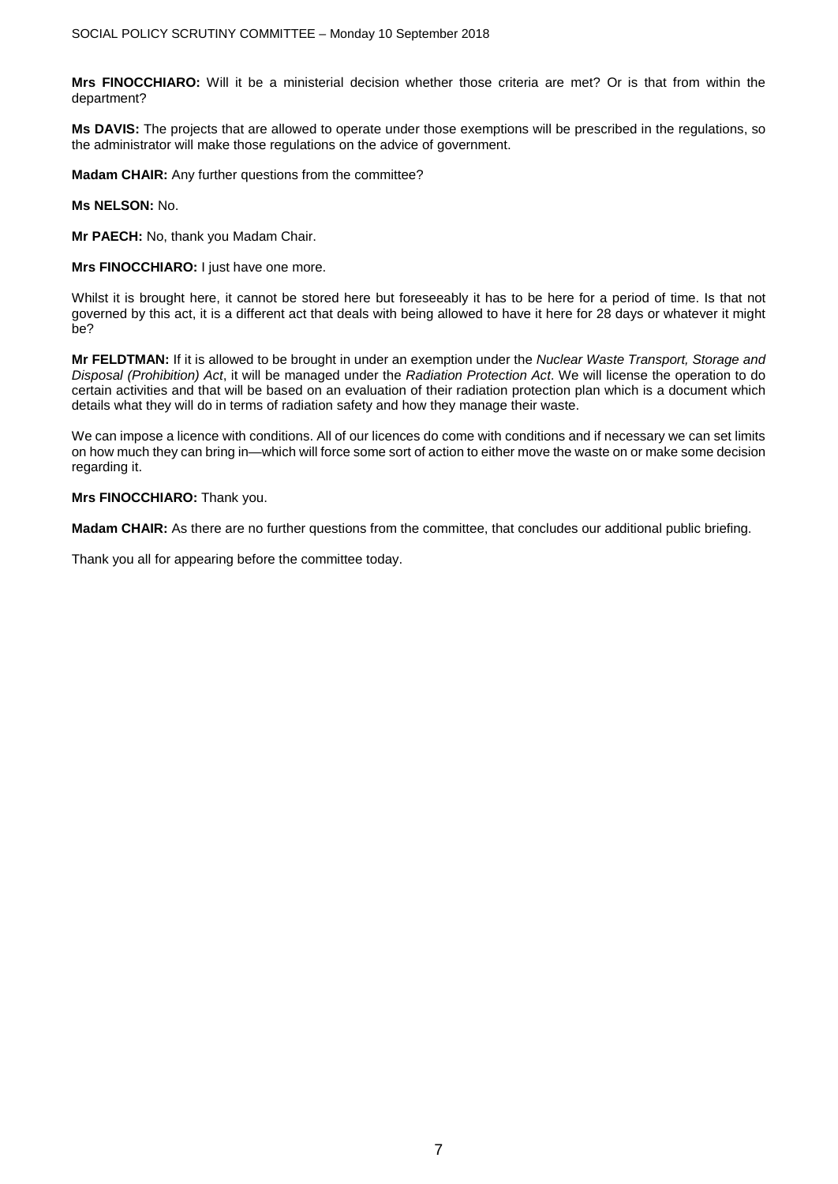**Mrs FINOCCHIARO:** Will it be a ministerial decision whether those criteria are met? Or is that from within the department?

**Ms DAVIS:** The projects that are allowed to operate under those exemptions will be prescribed in the regulations, so the administrator will make those regulations on the advice of government.

**Madam CHAIR:** Any further questions from the committee?

**Ms NELSON:** No.

**Mr PAECH:** No, thank you Madam Chair.

**Mrs FINOCCHIARO:** I just have one more.

Whilst it is brought here, it cannot be stored here but foreseeably it has to be here for a period of time. Is that not governed by this act, it is a different act that deals with being allowed to have it here for 28 days or whatever it might be?

**Mr FELDTMAN:** If it is allowed to be brought in under an exemption under the *Nuclear Waste Transport, Storage and Disposal (Prohibition) Act*, it will be managed under the *Radiation Protection Act*. We will license the operation to do certain activities and that will be based on an evaluation of their radiation protection plan which is a document which details what they will do in terms of radiation safety and how they manage their waste.

We can impose a licence with conditions. All of our licences do come with conditions and if necessary we can set limits on how much they can bring in—which will force some sort of action to either move the waste on or make some decision regarding it.

**Mrs FINOCCHIARO:** Thank you.

**Madam CHAIR:** As there are no further questions from the committee, that concludes our additional public briefing.

Thank you all for appearing before the committee today.